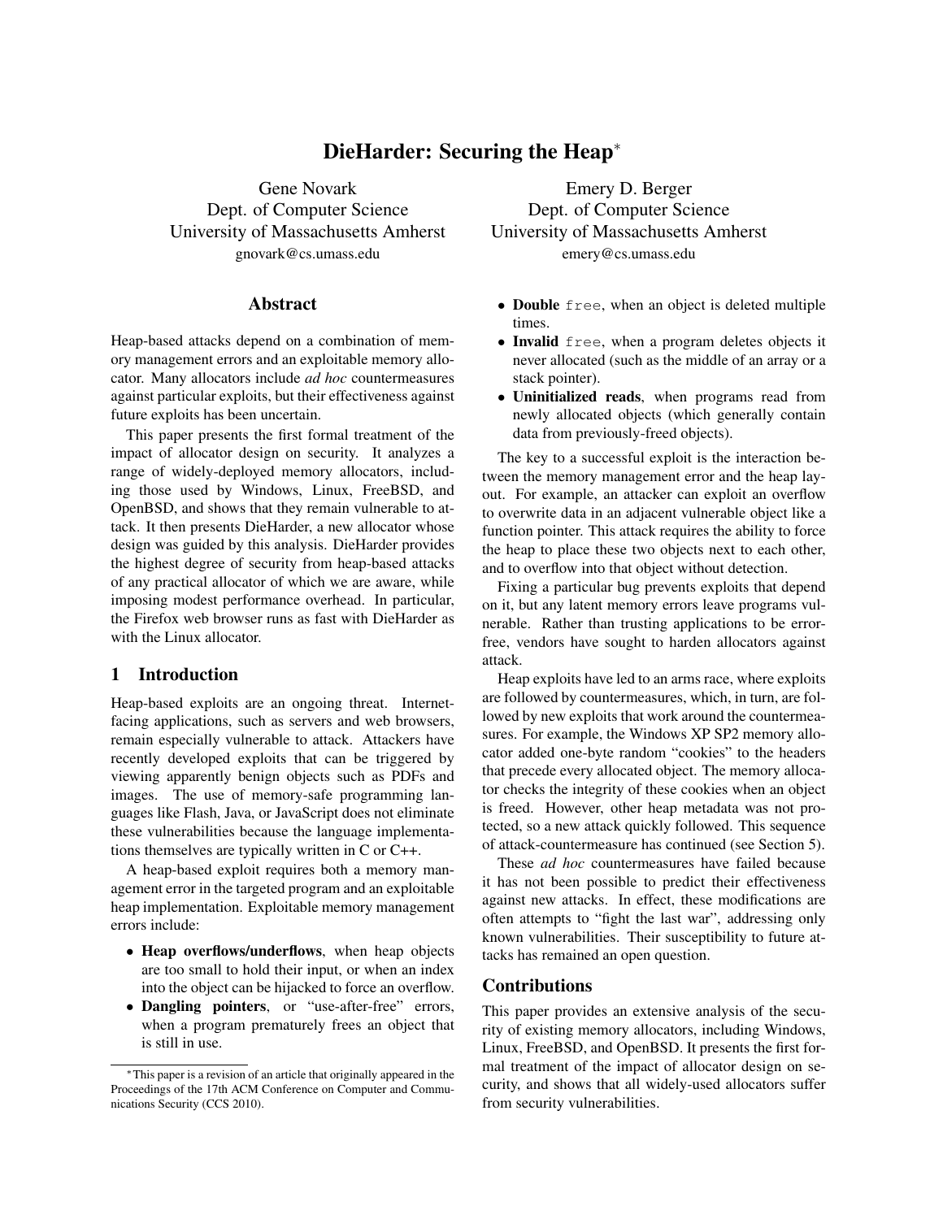# DieHarder: Securing the Heap*

Gene Novark
Dept. of Computer Science
University of Massachusetts Amherst
gnovark@cs.umass.edu

Emery D. Berger
Dept. of Computer Science
University of Massachusetts Amherst
emery@cs.umass.edu

## Abstract

Heap-based attacks depend on a combination of memory management errors and an exploitable memory allocator. Many allocators include *ad hoc* countermeasures against particular exploits, but their effectiveness against future exploits has been uncertain.

This paper presents the first formal treatment of the impact of allocator design on security. It analyzes a range of widely-deployed memory allocators, including those used by Windows, Linux, FreeBSD, and OpenBSD, and shows that they remain vulnerable to attack. It then presents DieHarder, a new allocator whose design was guided by this analysis. DieHarder provides the highest degree of security from heap-based attacks of any practical allocator of which we are aware, while imposing modest performance overhead. In particular, the Firefox web browser runs as fast with DieHarder as with the Linux allocator.

## 1 Introduction

Heap-based exploits are an ongoing threat. Internet-facing applications, such as servers and web browsers, remain especially vulnerable to attack. Attackers have recently developed exploits that can be triggered by viewing apparently benign objects such as PDFs and images. The use of memory-safe programming languages like Flash, Java, or JavaScript does not eliminate these vulnerabilities because the language implementations themselves are typically written in C or C++.

A heap-based exploit requires both a memory management error in the targeted program and an exploitable heap implementation. Exploitable memory management errors include:

- **Heap overflows/underflows**, when heap objects are too small to hold their input, or when an index into the object can be hijacked to force an overflow.
- **Dangling pointers**, or "use-after-free" errors, when a program prematurely frees an object that is still in use.
- **Double** `free`, when an object is deleted multiple times.
- **Invalid** `free`, when a program deletes objects it never allocated (such as the middle of an array or a stack pointer).
- **Uninitialized reads**, when programs read from newly allocated objects (which generally contain data from previously-freed objects).

The key to a successful exploit is the interaction between the memory management error and the heap layout. For example, an attacker can exploit an overflow to overwrite data in an adjacent vulnerable object like a function pointer. This attack requires the ability to force the heap to place these two objects next to each other, and to overflow into that object without detection.

Fixing a particular bug prevents exploits that depend on it, but any latent memory errors leave programs vulnerable. Rather than trusting applications to be error-free, vendors have sought to harden allocators against attack.

Heap exploits have led to an arms race, where exploits are followed by countermeasures, which, in turn, are followed by new exploits that work around the countermeasures. For example, the Windows XP SP2 memory allocator added one-byte random "cookies" to the headers that precede every allocated object. The memory allocator checks the integrity of these cookies when an object is freed. However, other heap metadata was not protected, so a new attack quickly followed. This sequence of attack-countermeasure has continued (see Section 5).

These *ad hoc* countermeasures have failed because it has not been possible to predict their effectiveness against new attacks. In effect, these modifications are often attempts to "fight the last war", addressing only known vulnerabilities. Their susceptibility to future attacks has remained an open question.

## Contributions

This paper provides an extensive analysis of the security of existing memory allocators, including Windows, Linux, FreeBSD, and OpenBSD. It presents the first formal treatment of the impact of allocator design on security, and shows that all widely-used allocators suffer from security vulnerabilities.

*This paper is a revision of an article that originally appeared in the Proceedings of the 17th ACM Conference on Computer and Communications Security (CCS 2010).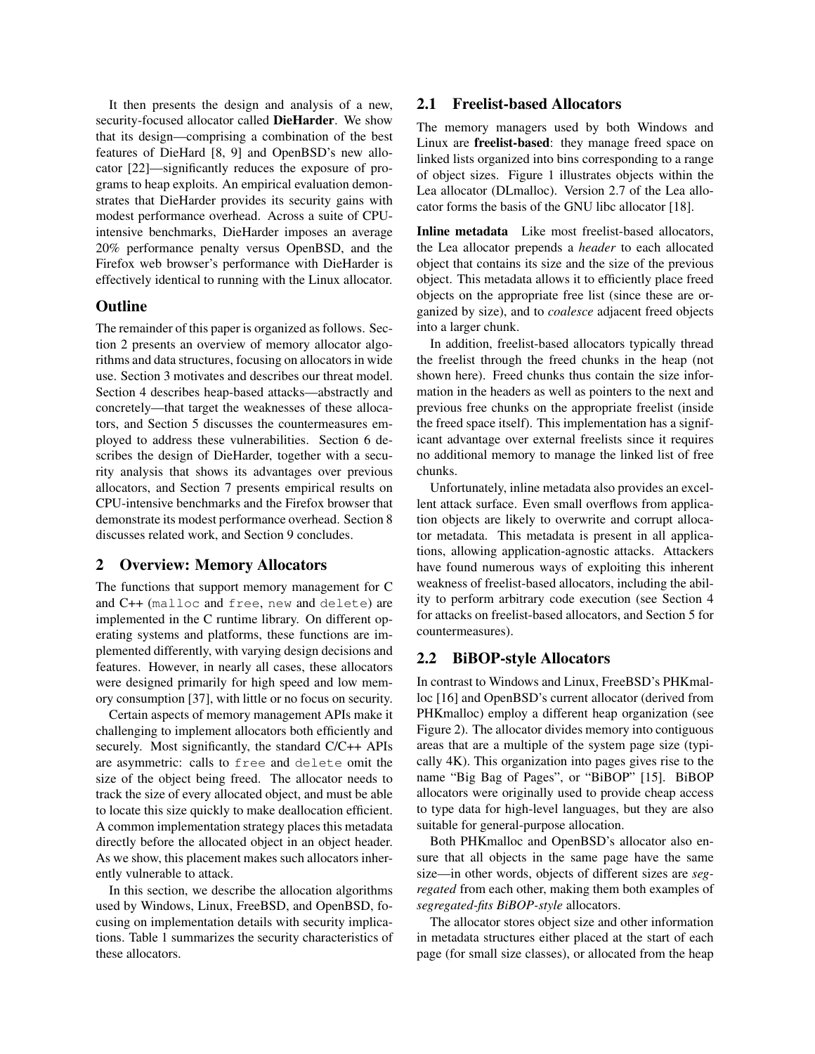It then presents the design and analysis of a new, security-focused allocator called **DieHarder**. We show that its design—comprising a combination of the best features of DieHard [8, 9] and OpenBSD's new allocator [22]—significantly reduces the exposure of programs to heap exploits. An empirical evaluation demonstrates that DieHarder provides its security gains with modest performance overhead. Across a suite of CPU-intensive benchmarks, DieHarder imposes an average 20% performance penalty versus OpenBSD, and the Firefox web browser's performance with DieHarder is effectively identical to running with the Linux allocator.

### Outline

The remainder of this paper is organized as follows. Section 2 presents an overview of memory allocator algorithms and data structures, focusing on allocators in wide use. Section 3 motivates and describes our threat model. Section 4 describes heap-based attacks—abstractly and concretely—that target the weaknesses of these allocators, and Section 5 discusses the countermeasures employed to address these vulnerabilities. Section 6 describes the design of DieHarder, together with a security analysis that shows its advantages over previous allocators, and Section 7 presents empirical results on CPU-intensive benchmarks and the Firefox browser that demonstrate its modest performance overhead. Section 8 discusses related work, and Section 9 concludes.

## 2 Overview: Memory Allocators

The functions that support memory management for C and C++ (`malloc` and `free`, `new` and `delete`) are implemented in the C runtime library. On different operating systems and platforms, these functions are implemented differently, with varying design decisions and features. However, in nearly all cases, these allocators were designed primarily for high speed and low memory consumption [37], with little or no focus on security.

Certain aspects of memory management APIs make it challenging to implement allocators both efficiently and securely. Most significantly, the standard C/C++ APIs are asymmetric: calls to `free` and `delete` omit the size of the object being freed. The allocator needs to track the size of every allocated object, and must be able to locate this size quickly to make deallocation efficient. A common implementation strategy places this metadata directly before the allocated object in an object header. As we show, this placement makes such allocators inherently vulnerable to attack.

In this section, we describe the allocation algorithms used by Windows, Linux, FreeBSD, and OpenBSD, focusing on implementation details with security implications. Table 1 summarizes the security characteristics of these allocators.

### 2.1 Freelist-based Allocators

The memory managers used by both Windows and Linux are **freelist-based**: they manage freed space on linked lists organized into bins corresponding to a range of object sizes. Figure 1 illustrates objects within the Lea allocator (DLmalloc). Version 2.7 of the Lea allocator forms the basis of the GNU libc allocator [18].

**Inline metadata** Like most freelist-based allocators, the Lea allocator prepends a *header* to each allocated object that contains its size and the size of the previous object. This metadata allows it to efficiently place freed objects on the appropriate free list (since these are organized by size), and to *coalesce* adjacent freed objects into a larger chunk.

In addition, freelist-based allocators typically thread the freelist through the freed chunks in the heap (not shown here). Freed chunks thus contain the size information in the headers as well as pointers to the next and previous free chunks on the appropriate freelist (inside the freed space itself). This implementation has a significant advantage over external freelists since it requires no additional memory to manage the linked list of free chunks.

Unfortunately, inline metadata also provides an excellent attack surface. Even small overflows from application objects are likely to overwrite and corrupt allocator metadata. This metadata is present in all applications, allowing application-agnostic attacks. Attackers have found numerous ways of exploiting this inherent weakness of freelist-based allocators, including the ability to perform arbitrary code execution (see Section 4 for attacks on freelist-based allocators, and Section 5 for countermeasures).

### 2.2 BiBOP-style Allocators

In contrast to Windows and Linux, FreeBSD's PHKmalloc [16] and OpenBSD's current allocator (derived from PHKmalloc) employ a different heap organization (see Figure 2). The allocator divides memory into contiguous areas that are a multiple of the system page size (typically 4K). This organization into pages gives rise to the name "Big Bag of Pages", or "BiBOP" [15]. BiBOP allocators were originally used to provide cheap access to type data for high-level languages, but they are also suitable for general-purpose allocation.

Both PHKmalloc and OpenBSD's allocator also ensure that all objects in the same page have the same size—in other words, objects of different sizes are *segregated* from each other, making them both examples of *segregated-fits BiBOP-style* allocators.

The allocator stores object size and other information in metadata structures either placed at the start of each page (for small size classes), or allocated from the heap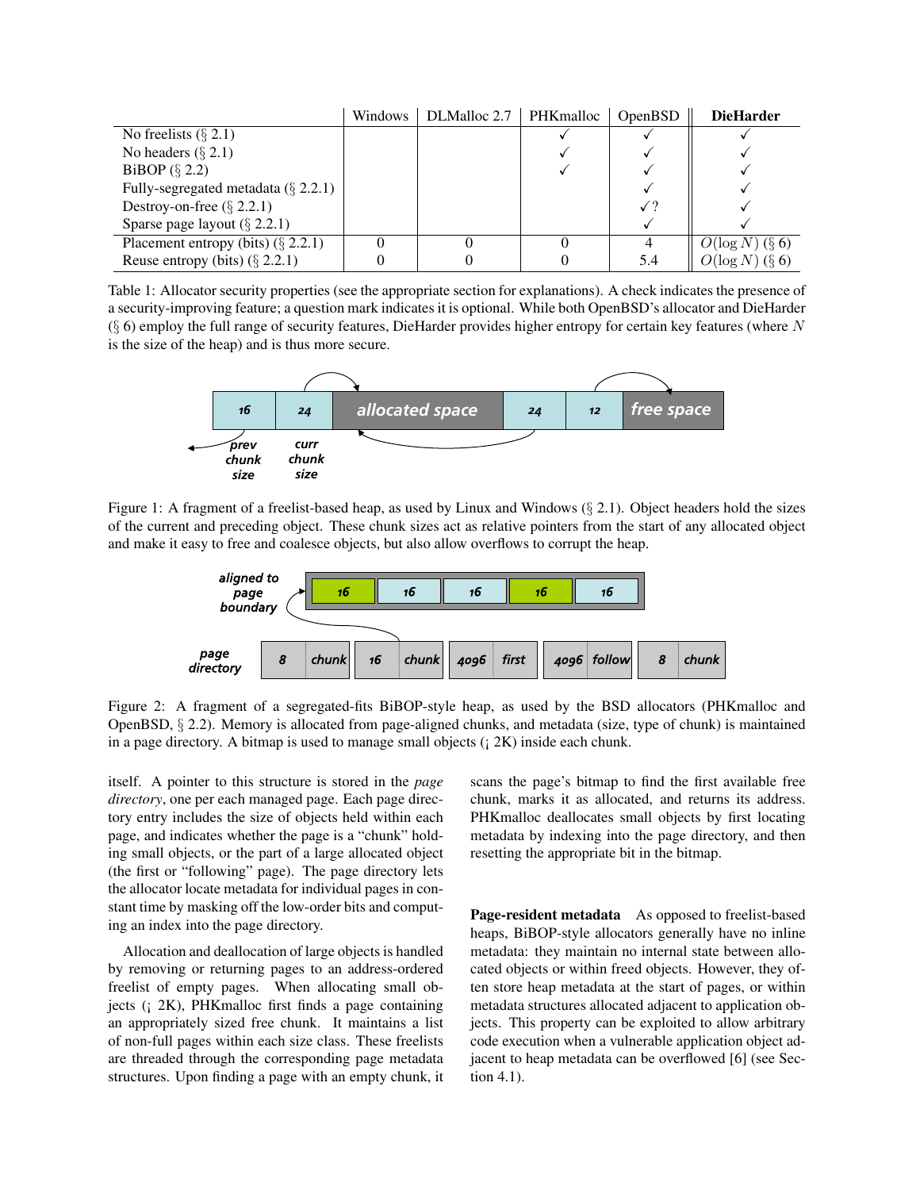| | Windows | DLMalloc 2.7 | PHKmalloc | OpenBSD | **DieHarder** |
|---|---|---|---|---|---|
| No freelists (§ 2.1) | | | ✓ | ✓ | ✓ |
| No headers (§ 2.1) | | | ✓ | ✓ | ✓ |
| BiBOP (§ 2.2) | | | ✓ | ✓ | ✓ |
| Fully-segregated metadata (§ 2.2.1) | | | | ✓ | ✓ |
| Destroy-on-free (§ 2.2.1) | | | | ✓? | ✓ |
| Sparse page layout (§ 2.2.1) | | | | ✓ | ✓ |
| Placement entropy (bits) (§ 2.2.1) | 0 | 0 | 0 | 4 | $O(\log N)$ (§ 6) |
| Reuse entropy (bits) (§ 2.2.1) | 0 | 0 | 0 | 5.4 | $O(\log N)$ (§ 6) |

Table 1: Allocator security properties (see the appropriate section for explanations). A check indicates the presence of a security-improving feature; a question mark indicates it is optional. While both OpenBSD's allocator and DieHarder (§ 6) employ the full range of security features, DieHarder provides higher entropy for certain key features (where $N$ is the size of the heap) and is thus more secure.

Figure 1: A fragment of a freelist-based heap, as used by Linux and Windows (§ 2.1). Object headers hold the sizes of the current and preceding object. These chunk sizes act as relative pointers from the start of any allocated object and make it easy to free and coalesce objects, but also allow overflows to corrupt the heap.

Figure 2: A fragment of a segregated-fits BiBOP-style heap, as used by the BSD allocators (PHKmalloc and OpenBSD, § 2.2). Memory is allocated from page-aligned chunks, and metadata (size, type of chunk) is maintained in a page directory. A bitmap is used to manage small objects (¡ 2K) inside each chunk.

itself. A pointer to this structure is stored in the *page directory*, one per each managed page. Each page directory entry includes the size of objects held within each page, and indicates whether the page is a "chunk" holding small objects, or the part of a large allocated object (the first or "following" page). The page directory lets the allocator locate metadata for individual pages in constant time by masking off the low-order bits and computing an index into the page directory.

Allocation and deallocation of large objects is handled by removing or returning pages to an address-ordered freelist of empty pages. When allocating small objects (¡ 2K), PHKmalloc first finds a page containing an appropriately sized free chunk. It maintains a list of non-full pages within each size class. These freelists are threaded through the corresponding page metadata structures. Upon finding a page with an empty chunk, it scans the page's bitmap to find the first available free chunk, marks it as allocated, and returns its address. PHKmalloc deallocates small objects by first locating metadata by indexing into the page directory, and then resetting the appropriate bit in the bitmap.

**Page-resident metadata** As opposed to freelist-based heaps, BiBOP-style allocators generally have no inline metadata: they maintain no internal state between allocated objects or within freed objects. However, they often store heap metadata at the start of pages, or within metadata structures allocated adjacent to application objects. This property can be exploited to allow arbitrary code execution when a vulnerable application object adjacent to heap metadata can be overflowed [6] (see Section 4.1).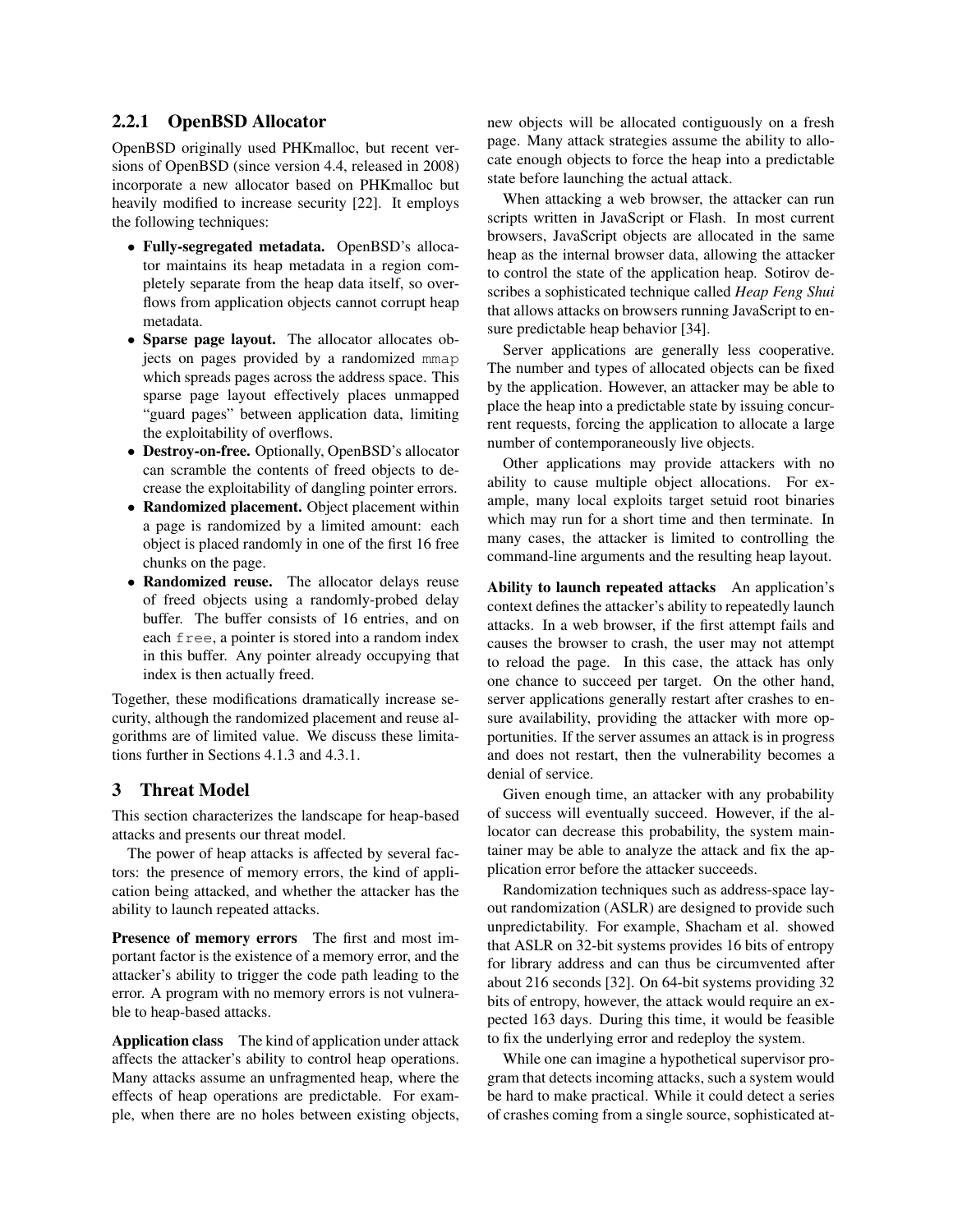### 2.2.1 OpenBSD Allocator

OpenBSD originally used PHKmalloc, but recent versions of OpenBSD (since version 4.4, released in 2008) incorporate a new allocator based on PHKmalloc but heavily modified to increase security [22]. It employs the following techniques:

- **Fully-segregated metadata.** OpenBSD's allocator maintains its heap metadata in a region completely separate from the heap data itself, so overflows from application objects cannot corrupt heap metadata.
- **Sparse page layout.** The allocator allocates objects on pages provided by a randomized `mmap` which spreads pages across the address space. This sparse page layout effectively places unmapped "guard pages" between application data, limiting the exploitability of overflows.
- **Destroy-on-free.** Optionally, OpenBSD's allocator can scramble the contents of freed objects to decrease the exploitability of dangling pointer errors.
- **Randomized placement.** Object placement within a page is randomized by a limited amount: each object is placed randomly in one of the first 16 free chunks on the page.
- **Randomized reuse.** The allocator delays reuse of freed objects using a randomly-probed delay buffer. The buffer consists of 16 entries, and on each `free`, a pointer is stored into a random index in this buffer. Any pointer already occupying that index is then actually freed.

Together, these modifications dramatically increase security, although the randomized placement and reuse algorithms are of limited value. We discuss these limitations further in Sections 4.1.3 and 4.3.1.

## 3 Threat Model

This section characterizes the landscape for heap-based attacks and presents our threat model.

The power of heap attacks is affected by several factors: the presence of memory errors, the kind of application being attacked, and whether the attacker has the ability to launch repeated attacks.

**Presence of memory errors** The first and most important factor is the existence of a memory error, and the attacker's ability to trigger the code path leading to the error. A program with no memory errors is not vulnerable to heap-based attacks.

**Application class** The kind of application under attack affects the attacker's ability to control heap operations. Many attacks assume an unfragmented heap, where the effects of heap operations are predictable. For example, when there are no holes between existing objects, new objects will be allocated contiguously on a fresh page. Many attack strategies assume the ability to allocate enough objects to force the heap into a predictable state before launching the actual attack.

When attacking a web browser, the attacker can run scripts written in JavaScript or Flash. In most current browsers, JavaScript objects are allocated in the same heap as the internal browser data, allowing the attacker to control the state of the application heap. Sotirov describes a sophisticated technique called *Heap Feng Shui* that allows attacks on browsers running JavaScript to ensure predictable heap behavior [34].

Server applications are generally less cooperative. The number and types of allocated objects can be fixed by the application. However, an attacker may be able to place the heap into a predictable state by issuing concurrent requests, forcing the application to allocate a large number of contemporaneously live objects.

Other applications may provide attackers with no ability to cause multiple object allocations. For example, many local exploits target setuid root binaries which may run for a short time and then terminate. In many cases, the attacker is limited to controlling the command-line arguments and the resulting heap layout.

**Ability to launch repeated attacks** An application's context defines the attacker's ability to repeatedly launch attacks. In a web browser, if the first attempt fails and causes the browser to crash, the user may not attempt to reload the page. In this case, the attack has only one chance to succeed per target. On the other hand, server applications generally restart after crashes to ensure availability, providing the attacker with more opportunities. If the server assumes an attack is in progress and does not restart, then the vulnerability becomes a denial of service.

Given enough time, an attacker with any probability of success will eventually succeed. However, if the allocator can decrease this probability, the system maintainer may be able to analyze the attack and fix the application error before the attacker succeeds.

Randomization techniques such as address-space layout randomization (ASLR) are designed to provide such unpredictability. For example, Shacham et al. showed that ASLR on 32-bit systems provides 16 bits of entropy for library address and can thus be circumvented after about 216 seconds [32]. On 64-bit systems providing 32 bits of entropy, however, the attack would require an expected 163 days. During this time, it would be feasible to fix the underlying error and redeploy the system.

While one can imagine a hypothetical supervisor program that detects incoming attacks, such a system would be hard to make practical. While it could detect a series of crashes coming from a single source, sophisticated at-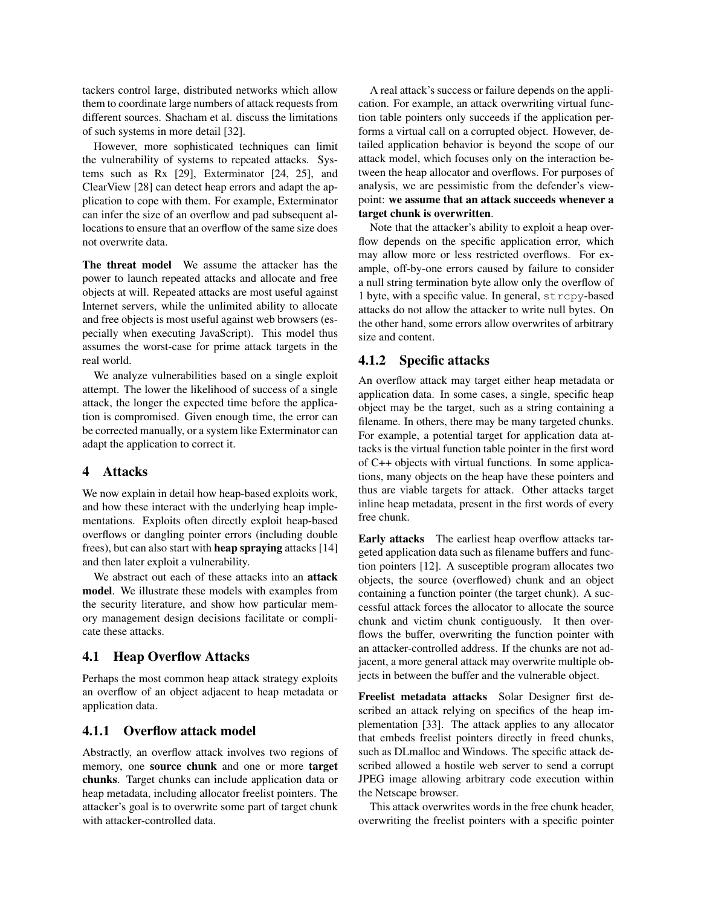tackers control large, distributed networks which allow them to coordinate large numbers of attack requests from different sources. Shacham et al. discuss the limitations of such systems in more detail [32].

However, more sophisticated techniques can limit the vulnerability of systems to repeated attacks. Systems such as Rx [29], Exterminator [24, 25], and ClearView [28] can detect heap errors and adapt the application to cope with them. For example, Exterminator can infer the size of an overflow and pad subsequent allocations to ensure that an overflow of the same size does not overwrite data.

**The threat model** We assume the attacker has the power to launch repeated attacks and allocate and free objects at will. Repeated attacks are most useful against Internet servers, while the unlimited ability to allocate and free objects is most useful against web browsers (especially when executing JavaScript). This model thus assumes the worst-case for prime attack targets in the real world.

We analyze vulnerabilities based on a single exploit attempt. The lower the likelihood of success of a single attack, the longer the expected time before the application is compromised. Given enough time, the error can be corrected manually, or a system like Exterminator can adapt the application to correct it.

# 4 Attacks

We now explain in detail how heap-based exploits work, and how these interact with the underlying heap implementations. Exploits often directly exploit heap-based overflows or dangling pointer errors (including double frees), but can also start with **heap spraying** attacks [14] and then later exploit a vulnerability.

We abstract out each of these attacks into an **attack model**. We illustrate these models with examples from the security literature, and show how particular memory management design decisions facilitate or complicate these attacks.

## 4.1 Heap Overflow Attacks

Perhaps the most common heap attack strategy exploits an overflow of an object adjacent to heap metadata or application data.

### 4.1.1 Overflow attack model

Abstractly, an overflow attack involves two regions of memory, one **source chunk** and one or more **target chunks**. Target chunks can include application data or heap metadata, including allocator freelist pointers. The attacker's goal is to overwrite some part of target chunk with attacker-controlled data.

A real attack's success or failure depends on the application. For example, an attack overwriting virtual function table pointers only succeeds if the application performs a virtual call on a corrupted object. However, detailed application behavior is beyond the scope of our attack model, which focuses only on the interaction between the heap allocator and overflows. For purposes of analysis, we are pessimistic from the defender's viewpoint: **we assume that an attack succeeds whenever a target chunk is overwritten**.

Note that the attacker's ability to exploit a heap overflow depends on the specific application error, which may allow more or less restricted overflows. For example, off-by-one errors caused by failure to consider a null string termination byte allow only the overflow of 1 byte, with a specific value. In general, `strcpy`-based attacks do not allow the attacker to write null bytes. On the other hand, some errors allow overwrites of arbitrary size and content.

### 4.1.2 Specific attacks

An overflow attack may target either heap metadata or application data. In some cases, a single, specific heap object may be the target, such as a string containing a filename. In others, there may be many targeted chunks. For example, a potential target for application data attacks is the virtual function table pointer in the first word of C++ objects with virtual functions. In some applications, many objects on the heap have these pointers and thus are viable targets for attack. Other attacks target inline heap metadata, present in the first words of every free chunk.

**Early attacks** The earliest heap overflow attacks targeted application data such as filename buffers and function pointers [12]. A susceptible program allocates two objects, the source (overflowed) chunk and an object containing a function pointer (the target chunk). A successful attack forces the allocator to allocate the source chunk and victim chunk contiguously. It then overflows the buffer, overwriting the function pointer with an attacker-controlled address. If the chunks are not adjacent, a more general attack may overwrite multiple objects in between the buffer and the vulnerable object.

**Freelist metadata attacks** Solar Designer first described an attack relying on specifics of the heap implementation [33]. The attack applies to any allocator that embeds freelist pointers directly in freed chunks, such as DLmalloc and Windows. The specific attack described allowed a hostile web server to send a corrupt JPEG image allowing arbitrary code execution within the Netscape browser.

This attack overwrites words in the free chunk header, overwriting the freelist pointers with a specific pointer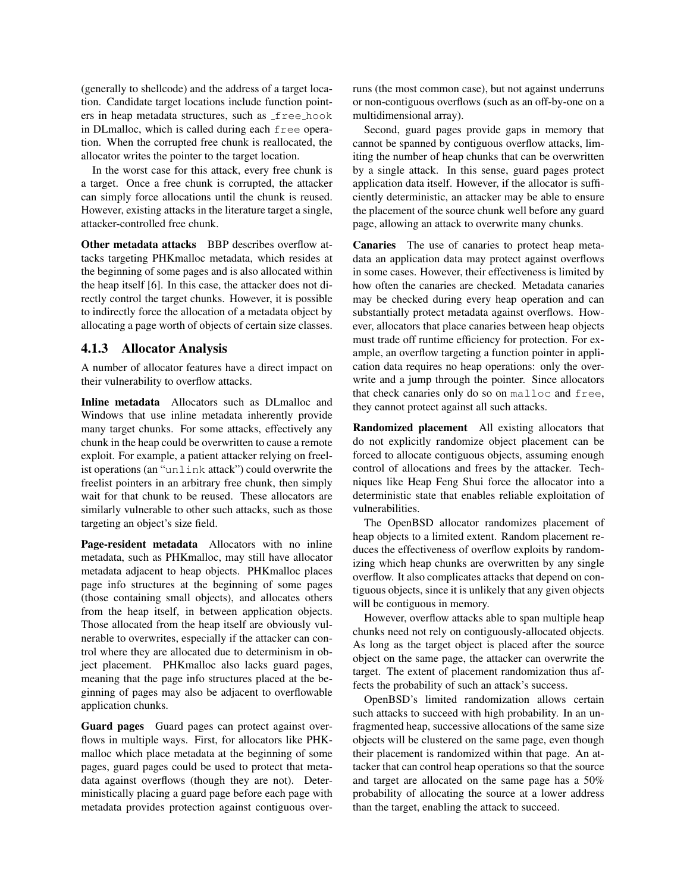(generally to shellcode) and the address of a target location. Candidate target locations include function pointers in heap metadata structures, such as `__free_hook` in DLmalloc, which is called during each `free` operation. When the corrupted free chunk is reallocated, the allocator writes the pointer to the target location.

In the worst case for this attack, every free chunk is a target. Once a free chunk is corrupted, the attacker can simply force allocations until the chunk is reused. However, existing attacks in the literature target a single, attacker-controlled free chunk.

**Other metadata attacks** BBP describes overflow attacks targeting PHKmalloc metadata, which resides at the beginning of some pages and is also allocated within the heap itself [6]. In this case, the attacker does not directly control the target chunks. However, it is possible to indirectly force the allocation of a metadata object by allocating a page worth of objects of certain size classes.

### 4.1.3 Allocator Analysis

A number of allocator features have a direct impact on their vulnerability to overflow attacks.

**Inline metadata** Allocators such as DLmalloc and Windows that use inline metadata inherently provide many target chunks. For some attacks, effectively any chunk in the heap could be overwritten to cause a remote exploit. For example, a patient attacker relying on freelist operations (an "`unlink` attack") could overwrite the freelist pointers in an arbitrary free chunk, then simply wait for that chunk to be reused. These allocators are similarly vulnerable to other such attacks, such as those targeting an object's size field.

**Page-resident metadata** Allocators with no inline metadata, such as PHKmalloc, may still have allocator metadata adjacent to heap objects. PHKmalloc places page info structures at the beginning of some pages (those containing small objects), and allocates others from the heap itself, in between application objects. Those allocated from the heap itself are obviously vulnerable to overwrites, especially if the attacker can control where they are allocated due to determinism in object placement. PHKmalloc also lacks guard pages, meaning that the page info structures placed at the beginning of pages may also be adjacent to overflowable application chunks.

**Guard pages** Guard pages can protect against overflows in multiple ways. First, for allocators like PHKmalloc which place metadata at the beginning of some pages, guard pages could be used to protect that metadata against overflows (though they are not). Deterministically placing a guard page before each page with metadata provides protection against contiguous overruns (the most common case), but not against underruns or non-contiguous overflows (such as an off-by-one on a multidimensional array).

Second, guard pages provide gaps in memory that cannot be spanned by contiguous overflow attacks, limiting the number of heap chunks that can be overwritten by a single attack. In this sense, guard pages protect application data itself. However, if the allocator is sufficiently deterministic, an attacker may be able to ensure the placement of the source chunk well before any guard page, allowing an attack to overwrite many chunks.

**Canaries** The use of canaries to protect heap metadata an application data may protect against overflows in some cases. However, their effectiveness is limited by how often the canaries are checked. Metadata canaries may be checked during every heap operation and can substantially protect metadata against overflows. However, allocators that place canaries between heap objects must trade off runtime efficiency for protection. For example, an overflow targeting a function pointer in application data requires no heap operations: only the overwrite and a jump through the pointer. Since allocators that check canaries only do so on `malloc` and `free`, they cannot protect against all such attacks.

**Randomized placement** All existing allocators that do not explicitly randomize object placement can be forced to allocate contiguous objects, assuming enough control of allocations and frees by the attacker. Techniques like Heap Feng Shui force the allocator into a deterministic state that enables reliable exploitation of vulnerabilities.

The OpenBSD allocator randomizes placement of heap objects to a limited extent. Random placement reduces the effectiveness of overflow exploits by randomizing which heap chunks are overwritten by any single overflow. It also complicates attacks that depend on contiguous objects, since it is unlikely that any given objects will be contiguous in memory.

However, overflow attacks able to span multiple heap chunks need not rely on contiguously-allocated objects. As long as the target object is placed after the source object on the same page, the attacker can overwrite the target. The extent of placement randomization thus affects the probability of such an attack's success.

OpenBSD's limited randomization allows certain such attacks to succeed with high probability. In an unfragmented heap, successive allocations of the same size objects will be clustered on the same page, even though their placement is randomized within that page. An attacker that can control heap operations so that the source and target are allocated on the same page has a 50% probability of allocating the source at a lower address than the target, enabling the attack to succeed.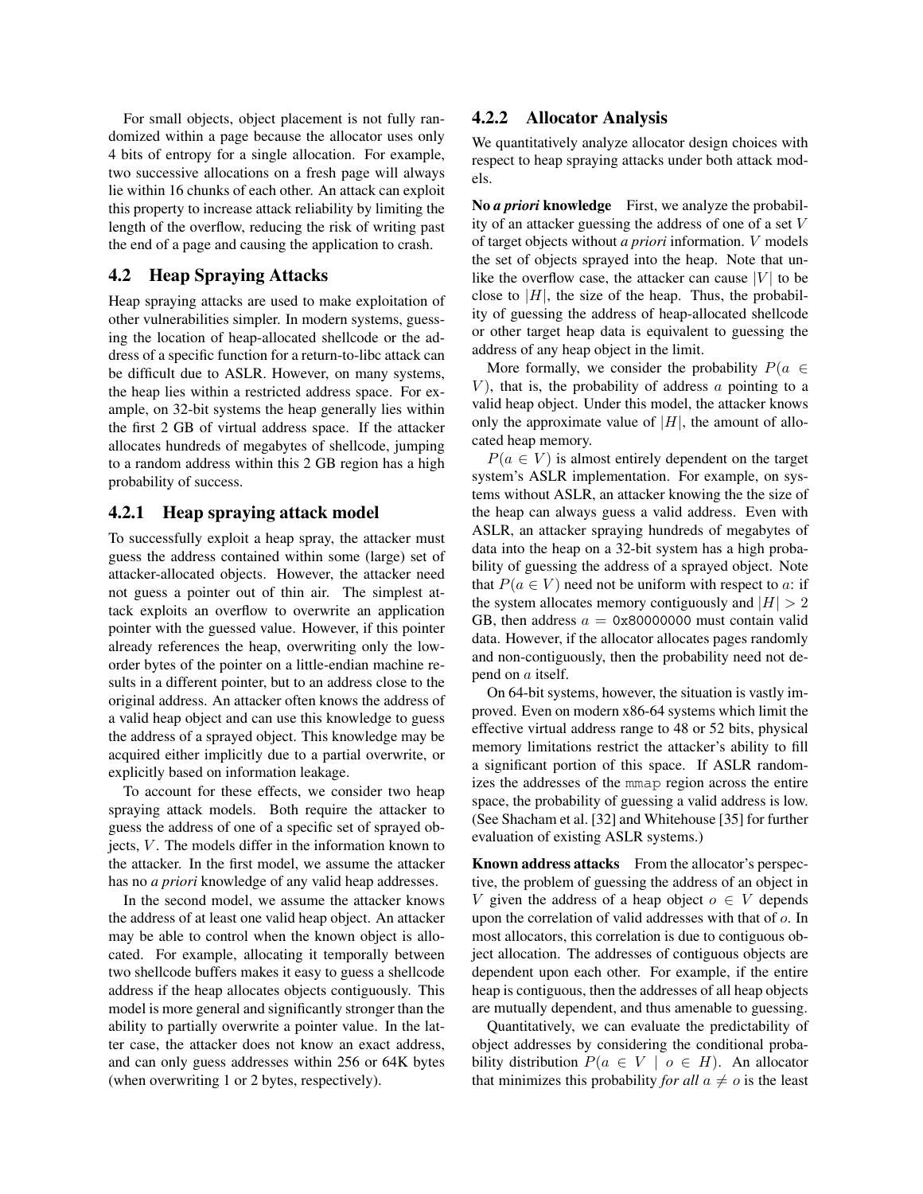For small objects, object placement is not fully randomized within a page because the allocator uses only 4 bits of entropy for a single allocation. For example, two successive allocations on a fresh page will always lie within 16 chunks of each other. An attack can exploit this property to increase attack reliability by limiting the length of the overflow, reducing the risk of writing past the end of a page and causing the application to crash.

## 4.2 Heap Spraying Attacks

Heap spraying attacks are used to make exploitation of other vulnerabilities simpler. In modern systems, guessing the location of heap-allocated shellcode or the address of a specific function for a return-to-libc attack can be difficult due to ASLR. However, on many systems, the heap lies within a restricted address space. For example, on 32-bit systems the heap generally lies within the first 2 GB of virtual address space. If the attacker allocates hundreds of megabytes of shellcode, jumping to a random address within this 2 GB region has a high probability of success.

### 4.2.1 Heap spraying attack model

To successfully exploit a heap spray, the attacker must guess the address contained within some (large) set of attacker-allocated objects. However, the attacker need not guess a pointer out of thin air. The simplest attack exploits an overflow to overwrite an application pointer with the guessed value. However, if this pointer already references the heap, overwriting only the low-order bytes of the pointer on a little-endian machine results in a different pointer, but to an address close to the original address. An attacker often knows the address of a valid heap object and can use this knowledge to guess the address of a sprayed object. This knowledge may be acquired either implicitly due to a partial overwrite, or explicitly based on information leakage.

To account for these effects, we consider two heap spraying attack models. Both require the attacker to guess the address of one of a specific set of sprayed objects, $V$. The models differ in the information known to the attacker. In the first model, we assume the attacker has no *a priori* knowledge of any valid heap addresses.

In the second model, we assume the attacker knows the address of at least one valid heap object. An attacker may be able to control when the known object is allocated. For example, allocating it temporally between two shellcode buffers makes it easy to guess a shellcode address if the heap allocates objects contiguously. This model is more general and significantly stronger than the ability to partially overwrite a pointer value. In the latter case, the attacker does not know an exact address, and can only guess addresses within 256 or 64K bytes (when overwriting 1 or 2 bytes, respectively).

### 4.2.2 Allocator Analysis

We quantitatively analyze allocator design choices with respect to heap spraying attacks under both attack models.

**No *a priori* knowledge** First, we analyze the probability of an attacker guessing the address of one of a set $V$ of target objects without *a priori* information. $V$ models the set of objects sprayed into the heap. Note that unlike the overflow case, the attacker can cause $|V|$ to be close to $|H|$, the size of the heap. Thus, the probability of guessing the address of heap-allocated shellcode or other target heap data is equivalent to guessing the address of any heap object in the limit.

More formally, we consider the probability $P(a \in V)$, that is, the probability of address $a$ pointing to a valid heap object. Under this model, the attacker knows only the approximate value of $|H|$, the amount of allocated heap memory.

$P(a \in V)$ is almost entirely dependent on the target system's ASLR implementation. For example, on systems without ASLR, an attacker knowing the the size of the heap can always guess a valid address. Even with ASLR, an attacker spraying hundreds of megabytes of data into the heap on a 32-bit system has a high probability of guessing the address of a sprayed object. Note that $P(a \in V)$ need not be uniform with respect to $a$: if the system allocates memory contiguously and $|H| > 2$ GB, then address $a =$ `0x80000000` must contain valid data. However, if the allocator allocates pages randomly and non-contiguously, then the probability need not depend on $a$ itself.

On 64-bit systems, however, the situation is vastly improved. Even on modern x86-64 systems which limit the effective virtual address range to 48 or 52 bits, physical memory limitations restrict the attacker's ability to fill a significant portion of this space. If ASLR randomizes the addresses of the `mmap` region across the entire space, the probability of guessing a valid address is low. (See Shacham et al. [32] and Whitehouse [35] for further evaluation of existing ASLR systems.)

**Known address attacks** From the allocator's perspective, the problem of guessing the address of an object in $V$ given the address of a heap object $o \in V$ depends upon the correlation of valid addresses with that of $o$. In most allocators, this correlation is due to contiguous object allocation. The addresses of contiguous objects are dependent upon each other. For example, if the entire heap is contiguous, then the addresses of all heap objects are mutually dependent, and thus amenable to guessing.

Quantitatively, we can evaluate the predictability of object addresses by considering the conditional probability distribution $P(a \in V \mid o \in H)$. An allocator that minimizes this probability *for all* $a \neq o$ is the least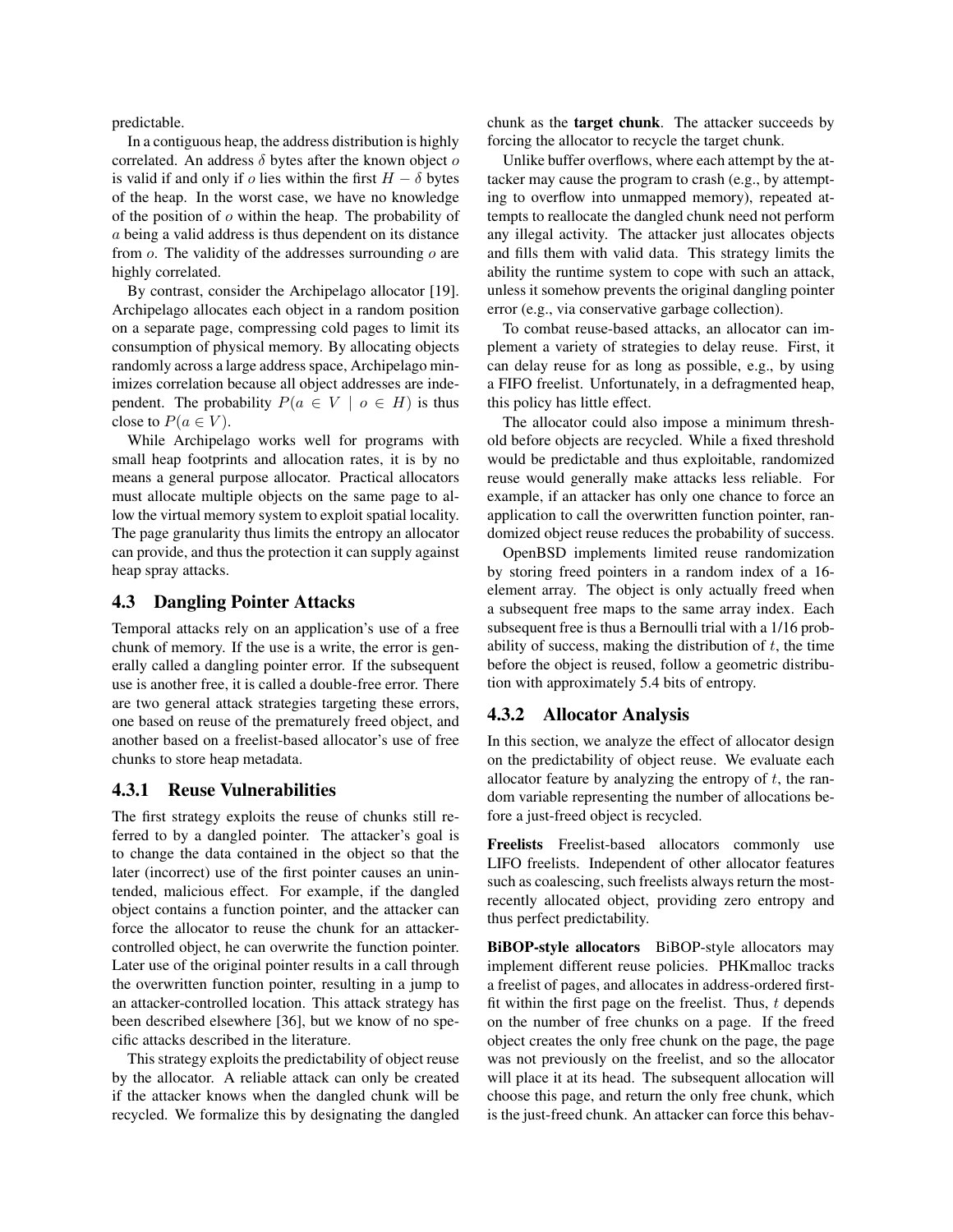predictable.

In a contiguous heap, the address distribution is highly correlated. An address $\delta$ bytes after the known object $o$ is valid if and only if $o$ lies within the first $H - \delta$ bytes of the heap. In the worst case, we have no knowledge of the position of $o$ within the heap. The probability of $a$ being a valid address is thus dependent on its distance from $o$. The validity of the addresses surrounding $o$ are highly correlated.

By contrast, consider the Archipelago allocator [19]. Archipelago allocates each object in a random position on a separate page, compressing cold pages to limit its consumption of physical memory. By allocating objects randomly across a large address space, Archipelago minimizes correlation because all object addresses are independent. The probability $P(a \in V \mid o \in H)$ is thus close to $P(a \in V)$.

While Archipelago works well for programs with small heap footprints and allocation rates, it is by no means a general purpose allocator. Practical allocators must allocate multiple objects on the same page to allow the virtual memory system to exploit spatial locality. The page granularity thus limits the entropy an allocator can provide, and thus the protection it can supply against heap spray attacks.

## 4.3 Dangling Pointer Attacks

Temporal attacks rely on an application's use of a free chunk of memory. If the use is a write, the error is generally called a dangling pointer error. If the subsequent use is another free, it is called a double-free error. There are two general attack strategies targeting these errors, one based on reuse of the prematurely freed object, and another based on a freelist-based allocator's use of free chunks to store heap metadata.

### 4.3.1 Reuse Vulnerabilities

The first strategy exploits the reuse of chunks still referred to by a dangled pointer. The attacker's goal is to change the data contained in the object so that the later (incorrect) use of the first pointer causes an unintended, malicious effect. For example, if the dangled object contains a function pointer, and the attacker can force the allocator to reuse the chunk for an attacker-controlled object, he can overwrite the function pointer. Later use of the original pointer results in a call through the overwritten function pointer, resulting in a jump to an attacker-controlled location. This attack strategy has been described elsewhere [36], but we know of no specific attacks described in the literature.

This strategy exploits the predictability of object reuse by the allocator. A reliable attack can only be created if the attacker knows when the dangled chunk will be recycled. We formalize this by designating the dangled chunk as the **target chunk**. The attacker succeeds by forcing the allocator to recycle the target chunk.

Unlike buffer overflows, where each attempt by the attacker may cause the program to crash (e.g., by attempting to overflow into unmapped memory), repeated attempts to reallocate the dangled chunk need not perform any illegal activity. The attacker just allocates objects and fills them with valid data. This strategy limits the ability the runtime system to cope with such an attack, unless it somehow prevents the original dangling pointer error (e.g., via conservative garbage collection).

To combat reuse-based attacks, an allocator can implement a variety of strategies to delay reuse. First, it can delay reuse for as long as possible, e.g., by using a FIFO freelist. Unfortunately, in a defragmented heap, this policy has little effect.

The allocator could also impose a minimum threshold before objects are recycled. While a fixed threshold would be predictable and thus exploitable, randomized reuse would generally make attacks less reliable. For example, if an attacker has only one chance to force an application to call the overwritten function pointer, randomized object reuse reduces the probability of success.

OpenBSD implements limited reuse randomization by storing freed pointers in a random index of a 16-element array. The object is only actually freed when a subsequent free maps to the same array index. Each subsequent free is thus a Bernoulli trial with a 1/16 probability of success, making the distribution of $t$, the time before the object is reused, follow a geometric distribution with approximately 5.4 bits of entropy.

### 4.3.2 Allocator Analysis

In this section, we analyze the effect of allocator design on the predictability of object reuse. We evaluate each allocator feature by analyzing the entropy of $t$, the random variable representing the number of allocations before a just-freed object is recycled.

**Freelists** Freelist-based allocators commonly use LIFO freelists. Independent of other allocator features such as coalescing, such freelists always return the most-recently allocated object, providing zero entropy and thus perfect predictability.

**BiBOP-style allocators** BiBOP-style allocators may implement different reuse policies. PHKmalloc tracks a freelist of pages, and allocates in address-ordered first-fit within the first page on the freelist. Thus, $t$ depends on the number of free chunks on a page. If the freed object creates the only free chunk on the page, the page was not previously on the freelist, and so the allocator will place it at its head. The subsequent allocation will choose this page, and return the only free chunk, which is the just-freed chunk. An attacker can force this behav-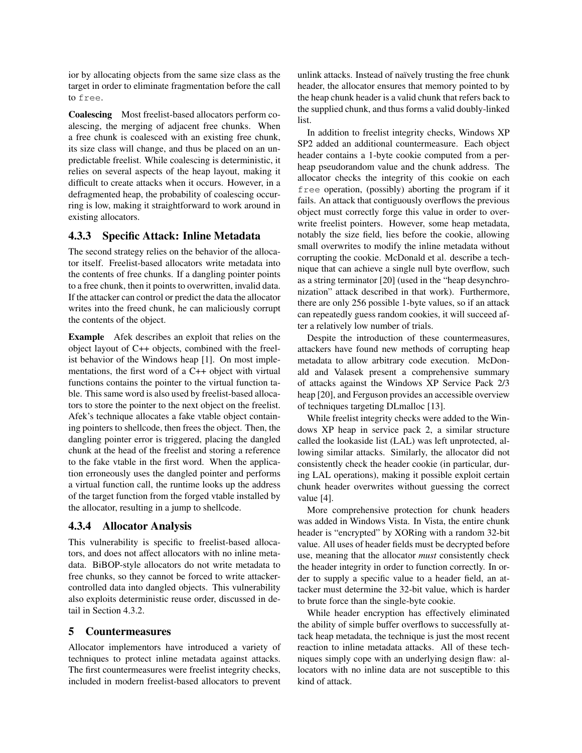ior by allocating objects from the same size class as the target in order to eliminate fragmentation before the call to free.

**Coalescing** Most freelist-based allocators perform coalescing, the merging of adjacent free chunks. When a free chunk is coalesced with an existing free chunk, its size class will change, and thus be placed on an unpredictable freelist. While coalescing is deterministic, it relies on several aspects of the heap layout, making it difficult to create attacks when it occurs. However, in a defragmented heap, the probability of coalescing occurring is low, making it straightforward to work around in existing allocators.

### 4.3.3 Specific Attack: Inline Metadata

The second strategy relies on the behavior of the allocator itself. Freelist-based allocators write metadata into the contents of free chunks. If a dangling pointer points to a free chunk, then it points to overwritten, invalid data. If the attacker can control or predict the data the allocator writes into the freed chunk, he can maliciously corrupt the contents of the object.

**Example** Afek describes an exploit that relies on the object layout of C++ objects, combined with the freelist behavior of the Windows heap [1]. On most implementations, the first word of a C++ object with virtual functions contains the pointer to the virtual function table. This same word is also used by freelist-based allocators to store the pointer to the next object on the freelist. Afek's technique allocates a fake vtable object containing pointers to shellcode, then frees the object. Then, the dangling pointer error is triggered, placing the dangled chunk at the head of the freelist and storing a reference to the fake vtable in the first word. When the application erroneously uses the dangled pointer and performs a virtual function call, the runtime looks up the address of the target function from the forged vtable installed by the allocator, resulting in a jump to shellcode.

### 4.3.4 Allocator Analysis

This vulnerability is specific to freelist-based allocators, and does not affect allocators with no inline metadata. BiBOP-style allocators do not write metadata to free chunks, so they cannot be forced to write attacker-controlled data into dangled objects. This vulnerability also exploits deterministic reuse order, discussed in detail in Section 4.3.2.

## 5 Countermeasures

Allocator implementors have introduced a variety of techniques to protect inline metadata against attacks. The first countermeasures were freelist integrity checks, included in modern freelist-based allocators to prevent unlink attacks. Instead of naïvely trusting the free chunk header, the allocator ensures that memory pointed to by the heap chunk header is a valid chunk that refers back to the supplied chunk, and thus forms a valid doubly-linked list.

In addition to freelist integrity checks, Windows XP SP2 added an additional countermeasure. Each object header contains a 1-byte cookie computed from a per-heap pseudorandom value and the chunk address. The allocator checks the integrity of this cookie on each free operation, (possibly) aborting the program if it fails. An attack that contiguously overflows the previous object must correctly forge this value in order to overwrite freelist pointers. However, some heap metadata, notably the size field, lies before the cookie, allowing small overwrites to modify the inline metadata without corrupting the cookie. McDonald et al. describe a technique that can achieve a single null byte overflow, such as a string terminator [20] (used in the "heap desynchronization" attack described in that work). Furthermore, there are only 256 possible 1-byte values, so if an attack can repeatedly guess random cookies, it will succeed after a relatively low number of trials.

Despite the introduction of these countermeasures, attackers have found new methods of corrupting heap metadata to allow arbitrary code execution. McDonald and Valasek present a comprehensive summary of attacks against the Windows XP Service Pack 2/3 heap [20], and Ferguson provides an accessible overview of techniques targeting DLmalloc [13].

While freelist integrity checks were added to the Windows XP heap in service pack 2, a similar structure called the lookaside list (LAL) was left unprotected, allowing similar attacks. Similarly, the allocator did not consistently check the header cookie (in particular, during LAL operations), making it possible exploit certain chunk header overwrites without guessing the correct value [4].

More comprehensive protection for chunk headers was added in Windows Vista. In Vista, the entire chunk header is "encrypted" by XORing with a random 32-bit value. All uses of header fields must be decrypted before use, meaning that the allocator *must* consistently check the header integrity in order to function correctly. In order to supply a specific value to a header field, an attacker must determine the 32-bit value, which is harder to brute force than the single-byte cookie.

While header encryption has effectively eliminated the ability of simple buffer overflows to successfully attack heap metadata, the technique is just the most recent reaction to inline metadata attacks. All of these techniques simply cope with an underlying design flaw: allocators with no inline data are not susceptible to this kind of attack.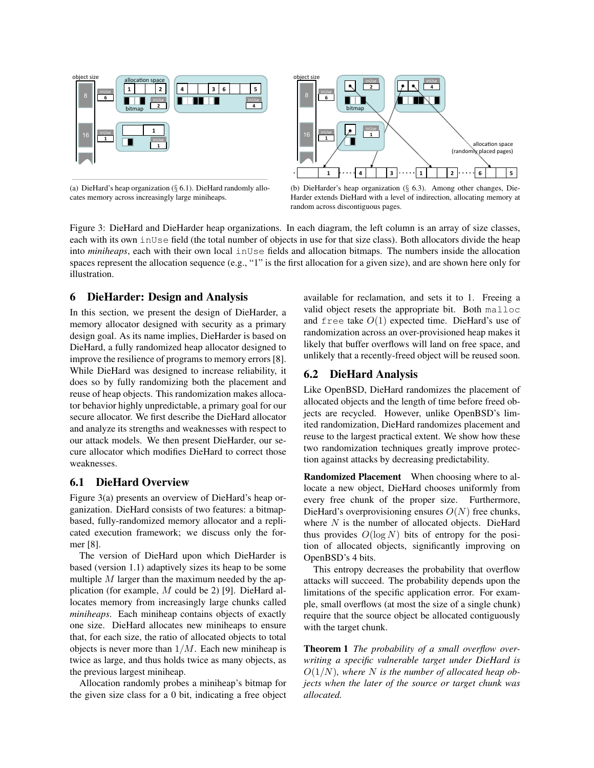(a) DieHard's heap organization (§ 6.1). DieHard randomly allocates memory across increasingly large miniheaps.

(b) DieHarder's heap organization (§ 6.3). Among other changes, DieHarder extends DieHard with a level of indirection, allocating memory at random across discontiguous pages.

Figure 3: DieHard and DieHarder heap organizations. In each diagram, the left column is an array of size classes, each with its own `inUse` field (the total number of objects in use for that size class). Both allocators divide the heap into *miniheaps*, each with their own local `inUse` fields and allocation bitmaps. The numbers inside the allocation spaces represent the allocation sequence (e.g., "1" is the first allocation for a given size), and are shown here only for illustration.

## 6 DieHarder: Design and Analysis

In this section, we present the design of DieHarder, a memory allocator designed with security as a primary design goal. As its name implies, DieHarder is based on DieHard, a fully randomized heap allocator designed to improve the resilience of programs to memory errors [8]. While DieHard was designed to increase reliability, it does so by fully randomizing both the placement and reuse of heap objects. This randomization makes allocator behavior highly unpredictable, a primary goal for our secure allocator. We first describe the DieHard allocator and analyze its strengths and weaknesses with respect to our attack models. We then present DieHarder, our secure allocator which modifies DieHard to correct those weaknesses.

### 6.1 DieHard Overview

Figure 3(a) presents an overview of DieHard's heap organization. DieHard consists of two features: a bitmap-based, fully-randomized memory allocator and a replicated execution framework; we discuss only the former [8].

The version of DieHard upon which DieHarder is based (version 1.1) adaptively sizes its heap to be some multiple $M$ larger than the maximum needed by the application (for example, $M$ could be 2) [9]. DieHard allocates memory from increasingly large chunks called *miniheaps*. Each miniheap contains objects of exactly one size. DieHard allocates new miniheaps to ensure that, for each size, the ratio of allocated objects to total objects is never more than $1/M$. Each new miniheap is twice as large, and thus holds twice as many objects, as the previous largest miniheap.

Allocation randomly probes a miniheap's bitmap for the given size class for a 0 bit, indicating a free object available for reclamation, and sets it to 1. Freeing a valid object resets the appropriate bit. Both `malloc` and `free` take $O(1)$ expected time. DieHard's use of randomization across an over-provisioned heap makes it likely that buffer overflows will land on free space, and unlikely that a recently-freed object will be reused soon.

### 6.2 DieHard Analysis

Like OpenBSD, DieHard randomizes the placement of allocated objects and the length of time before freed objects are recycled. However, unlike OpenBSD's limited randomization, DieHard randomizes placement and reuse to the largest practical extent. We show how these two randomization techniques greatly improve protection against attacks by decreasing predictability.

**Randomized Placement** When choosing where to allocate a new object, DieHard chooses uniformly from every free chunk of the proper size. Furthermore, DieHard's overprovisioning ensures $O(N)$ free chunks, where $N$ is the number of allocated objects. DieHard thus provides $O(\log N)$ bits of entropy for the position of allocated objects, significantly improving on OpenBSD's 4 bits.

This entropy decreases the probability that overflow attacks will succeed. The probability depends upon the limitations of the specific application error. For example, small overflows (at most the size of a single chunk) require that the source object be allocated contiguously with the target chunk.

**Theorem 1** *The probability of a small overflow overwriting a specific vulnerable target under DieHard is $O(1/N)$, where $N$ is the number of allocated heap objects when the later of the source or target chunk was allocated.*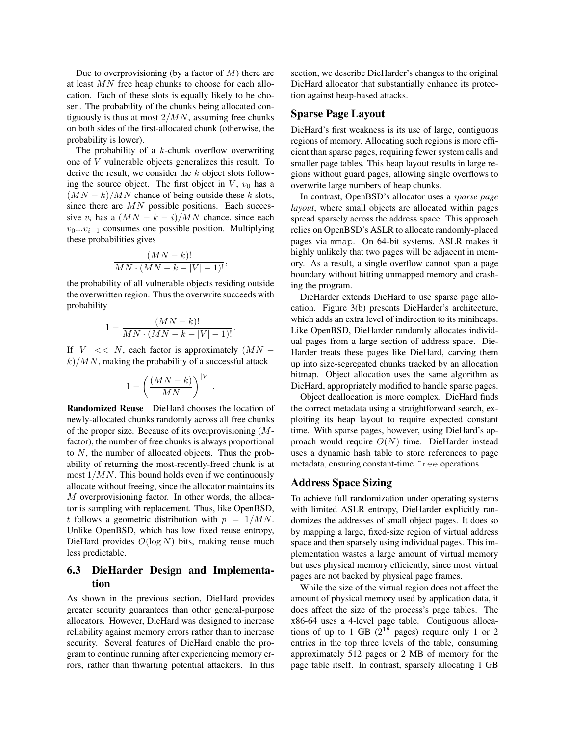Due to overprovisioning (by a factor of $M$) there are at least $MN$ free heap chunks to choose for each allocation. Each of these slots is equally likely to be chosen. The probability of the chunks being allocated contiguously is thus at most $2/MN$, assuming free chunks on both sides of the first-allocated chunk (otherwise, the probability is lower).

The probability of a $k$-chunk overflow overwriting one of $V$ vulnerable objects generalizes this result. To derive the result, we consider the $k$ object slots following the source object. The first object in $V$, $v_0$ has a $(MN - k)/MN$ chance of being outside these $k$ slots, since there are $MN$ possible positions. Each successive $v_i$ has a $(MN - k - i)/MN$ chance, since each $v_0...v_{i-1}$ consumes one possible position. Multiplying these probabilities gives

$$\frac{(MN-k)!}{MN \cdot (MN-k-|V|-1)!},$$

the probability of all vulnerable objects residing outside the overwritten region. Thus the overwrite succeeds with probability

$$1 - \frac{(MN-k)!}{MN \cdot (MN-k-|V|-1)!}.$$

If $|V| << N$, each factor is approximately $(MN - k)/MN$, making the probability of a successful attack

$$1 - \left(\frac{(MN-k)}{MN}\right)^{|V|}.$$

**Randomized Reuse** DieHard chooses the location of newly-allocated chunks randomly across all free chunks of the proper size. Because of its overprovisioning ($M$-factor), the number of free chunks is always proportional to $N$, the number of allocated objects. Thus the probability of returning the most-recently-freed chunk is at most $1/MN$. This bound holds even if we continuously allocate without freeing, since the allocator maintains its $M$ overprovisioning factor. In other words, the allocator is sampling with replacement. Thus, like OpenBSD, $t$ follows a geometric distribution with $p = 1/MN$. Unlike OpenBSD, which has low fixed reuse entropy, DieHard provides $O(\log N)$ bits, making reuse much less predictable.

## 6.3 DieHarder Design and Implementation

As shown in the previous section, DieHard provides greater security guarantees than other general-purpose allocators. However, DieHard was designed to increase reliability against memory errors rather than to increase security. Several features of DieHard enable the program to continue running after experiencing memory errors, rather than thwarting potential attackers. In this section, we describe DieHarder's changes to the original DieHard allocator that substantially enhance its protection against heap-based attacks.

### Sparse Page Layout

DieHard's first weakness is its use of large, contiguous regions of memory. Allocating such regions is more efficient than sparse pages, requiring fewer system calls and smaller page tables. This heap layout results in large regions without guard pages, allowing single overflows to overwrite large numbers of heap chunks.

In contrast, OpenBSD's allocator uses a *sparse page layout*, where small objects are allocated within pages spread sparsely across the address space. This approach relies on OpenBSD's ASLR to allocate randomly-placed pages via `mmap`. On 64-bit systems, ASLR makes it highly unlikely that two pages will be adjacent in memory. As a result, a single overflow cannot span a page boundary without hitting unmapped memory and crashing the program.

DieHarder extends DieHard to use sparse page allocation. Figure 3(b) presents DieHarder's architecture, which adds an extra level of indirection to its miniheaps. Like OpenBSD, DieHarder randomly allocates individual pages from a large section of address space. DieHarder treats these pages like DieHard, carving them up into size-segregated chunks tracked by an allocation bitmap. Object allocation uses the same algorithm as DieHard, appropriately modified to handle sparse pages.

Object deallocation is more complex. DieHard finds the correct metadata using a straightforward search, exploiting its heap layout to require expected constant time. With sparse pages, however, using DieHard's approach would require $O(N)$ time. DieHarder instead uses a dynamic hash table to store references to page metadata, ensuring constant-time `free` operations.

### Address Space Sizing

To achieve full randomization under operating systems with limited ASLR entropy, DieHarder explicitly randomizes the addresses of small object pages. It does so by mapping a large, fixed-size region of virtual address space and then sparsely using individual pages. This implementation wastes a large amount of virtual memory but uses physical memory efficiently, since most virtual pages are not backed by physical page frames.

While the size of the virtual region does not affect the amount of physical memory used by application data, it does affect the size of the process's page tables. The x86-64 uses a 4-level page table. Contiguous allocations of up to 1 GB ($2^{18}$ pages) require only 1 or 2 entries in the top three levels of the table, consuming approximately 512 pages or 2 MB of memory for the page table itself. In contrast, sparsely allocating 1 GB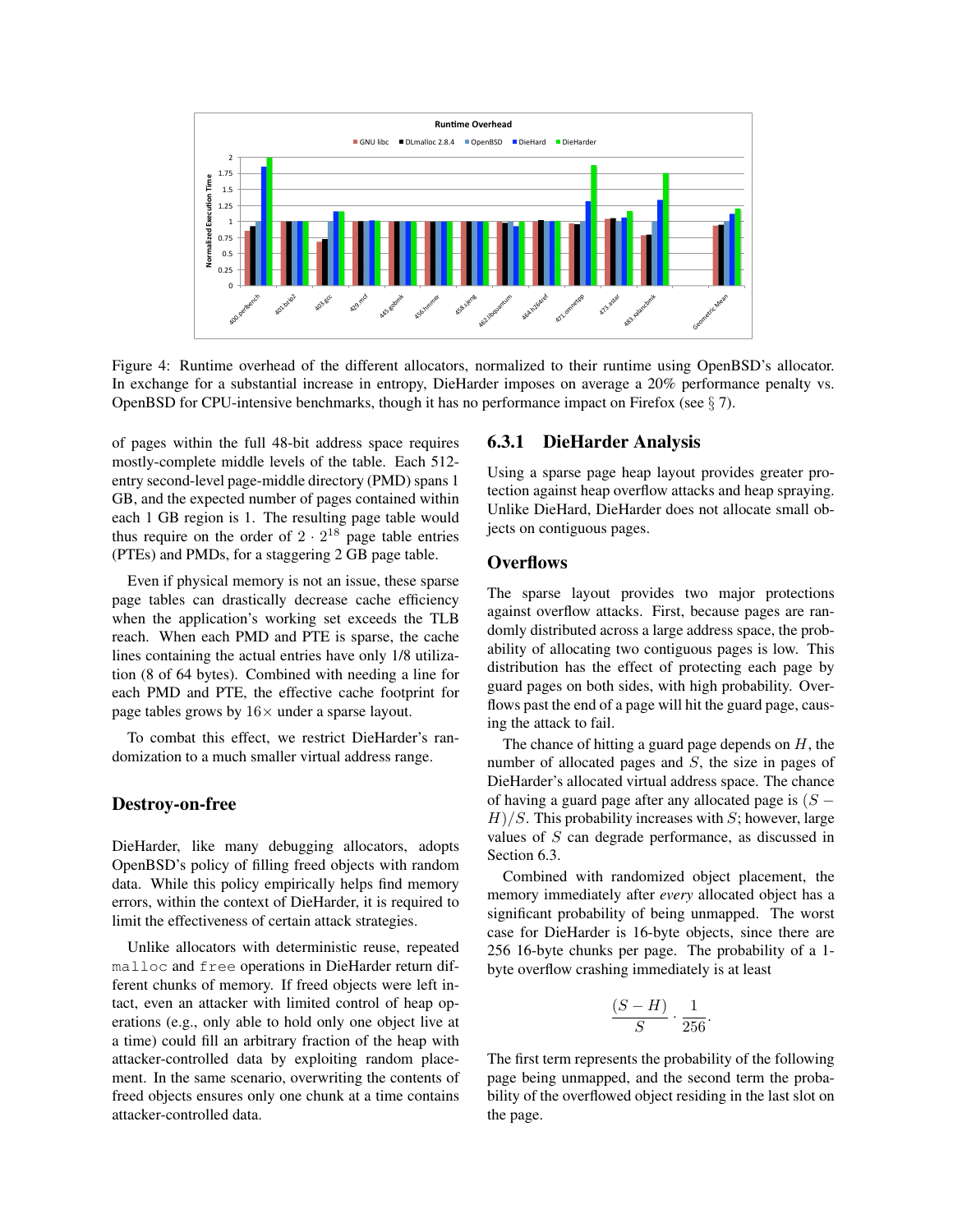Figure 4: Runtime overhead of the different allocators, normalized to their runtime using OpenBSD's allocator. In exchange for a substantial increase in entropy, DieHarder imposes on average a 20% performance penalty vs. OpenBSD for CPU-intensive benchmarks, though it has no performance impact on Firefox (see § 7).

of pages within the full 48-bit address space requires mostly-complete middle levels of the table. Each 512-entry second-level page-middle directory (PMD) spans 1 GB, and the expected number of pages contained within each 1 GB region is 1. The resulting page table would thus require on the order of $2 \cdot 2^{18}$ page table entries (PTEs) and PMDs, for a staggering 2 GB page table.

Even if physical memory is not an issue, these sparse page tables can drastically decrease cache efficiency when the application's working set exceeds the TLB reach. When each PMD and PTE is sparse, the cache lines containing the actual entries have only 1/8 utilization (8 of 64 bytes). Combined with needing a line for each PMD and PTE, the effective cache footprint for page tables grows by 16× under a sparse layout.

To combat this effect, we restrict DieHarder's randomization to a much smaller virtual address range.

## Destroy-on-free

DieHarder, like many debugging allocators, adopts OpenBSD's policy of filling freed objects with random data. While this policy empirically helps find memory errors, within the context of DieHarder, it is required to limit the effectiveness of certain attack strategies.

Unlike allocators with deterministic reuse, repeated `malloc` and `free` operations in DieHarder return different chunks of memory. If freed objects were left intact, even an attacker with limited control of heap operations (e.g., only able to hold only one object live at a time) could fill an arbitrary fraction of the heap with attacker-controlled data by exploiting random placement. In the same scenario, overwriting the contents of freed objects ensures only one chunk at a time contains attacker-controlled data.

### 6.3.1 DieHarder Analysis

Using a sparse page heap layout provides greater protection against heap overflow attacks and heap spraying. Unlike DieHard, DieHarder does not allocate small objects on contiguous pages.

## Overflows

The sparse layout provides two major protections against overflow attacks. First, because pages are randomly distributed across a large address space, the probability of allocating two contiguous pages is low. This distribution has the effect of protecting each page by guard pages on both sides, with high probability. Overflows past the end of a page will hit the guard page, causing the attack to fail.

The chance of hitting a guard page depends on $H$, the number of allocated pages and $S$, the size in pages of DieHarder's allocated virtual address space. The chance of having a guard page after any allocated page is $(S - H)/S$. This probability increases with $S$; however, large values of $S$ can degrade performance, as discussed in Section 6.3.

Combined with randomized object placement, the memory immediately after *every* allocated object has a significant probability of being unmapped. The worst case for DieHarder is 16-byte objects, since there are 256 16-byte chunks per page. The probability of a 1-byte overflow crashing immediately is at least

$$\frac{(S - H)}{S} \cdot \frac{1}{256}.$$

The first term represents the probability of the following page being unmapped, and the second term the probability of the overflowed object residing in the last slot on the page.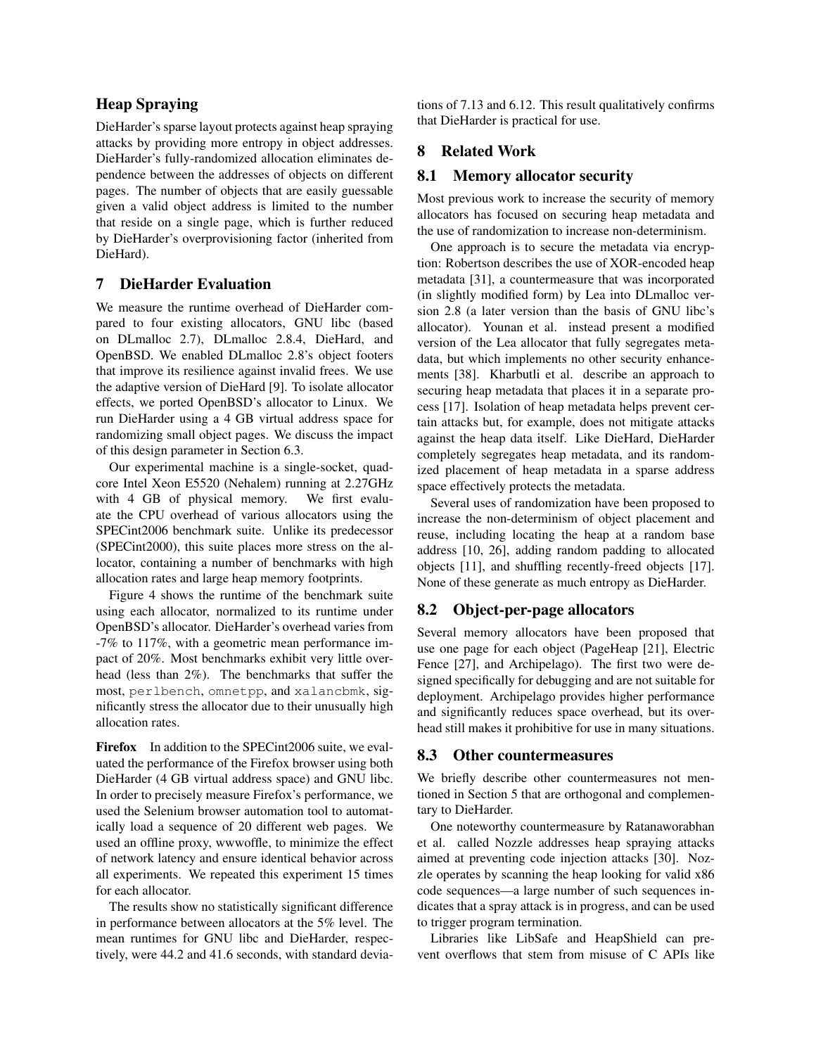### Heap Spraying

DieHarder's sparse layout protects against heap spraying attacks by providing more entropy in object addresses. DieHarder's fully-randomized allocation eliminates dependence between the addresses of objects on different pages. The number of objects that are easily guessable given a valid object address is limited to the number that reside on a single page, which is further reduced by DieHarder's overprovisioning factor (inherited from DieHard).

## 7 DieHarder Evaluation

We measure the runtime overhead of DieHarder compared to four existing allocators, GNU libc (based on DLmalloc 2.7), DLmalloc 2.8.4, DieHard, and OpenBSD. We enabled DLmalloc 2.8's object footers that improve its resilience against invalid frees. We use the adaptive version of DieHard [9]. To isolate allocator effects, we ported OpenBSD's allocator to Linux. We run DieHarder using a 4 GB virtual address space for randomizing small object pages. We discuss the impact of this design parameter in Section 6.3.

Our experimental machine is a single-socket, quad-core Intel Xeon E5520 (Nehalem) running at 2.27GHz with 4 GB of physical memory. We first evaluate the CPU overhead of various allocators using the SPECint2006 benchmark suite. Unlike its predecessor (SPECint2000), this suite places more stress on the allocator, containing a number of benchmarks with high allocation rates and large heap memory footprints.

Figure 4 shows the runtime of the benchmark suite using each allocator, normalized to its runtime under OpenBSD's allocator. DieHarder's overhead varies from -7% to 117%, with a geometric mean performance impact of 20%. Most benchmarks exhibit very little overhead (less than 2%). The benchmarks that suffer the most, `perlbench`, `omnetpp`, and `xalancbmk`, significantly stress the allocator due to their unusually high allocation rates.

**Firefox** In addition to the SPECint2006 suite, we evaluated the performance of the Firefox browser using both DieHarder (4 GB virtual address space) and GNU libc. In order to precisely measure Firefox's performance, we used the Selenium browser automation tool to automatically load a sequence of 20 different web pages. We used an offline proxy, wwwoffle, to minimize the effect of network latency and ensure identical behavior across all experiments. We repeated this experiment 15 times for each allocator.

The results show no statistically significant difference in performance between allocators at the 5% level. The mean runtimes for GNU libc and DieHarder, respectively, were 44.2 and 41.6 seconds, with standard deviations of 7.13 and 6.12. This result qualitatively confirms that DieHarder is practical for use.

## 8 Related Work

### 8.1 Memory allocator security

Most previous work to increase the security of memory allocators has focused on securing heap metadata and the use of randomization to increase non-determinism.

One approach is to secure the metadata via encryption: Robertson describes the use of XOR-encoded heap metadata [31], a countermeasure that was incorporated (in slightly modified form) by Lea into DLmalloc version 2.8 (a later version than the basis of GNU libc's allocator). Younan et al. instead present a modified version of the Lea allocator that fully segregates metadata, but which implements no other security enhancements [38]. Kharbutli et al. describe an approach to securing heap metadata that places it in a separate process [17]. Isolation of heap metadata helps prevent certain attacks but, for example, does not mitigate attacks against the heap data itself. Like DieHard, DieHarder completely segregates heap metadata, and its randomized placement of heap metadata in a sparse address space effectively protects the metadata.

Several uses of randomization have been proposed to increase the non-determinism of object placement and reuse, including locating the heap at a random base address [10, 26], adding random padding to allocated objects [11], and shuffling recently-freed objects [17]. None of these generate as much entropy as DieHarder.

### 8.2 Object-per-page allocators

Several memory allocators have been proposed that use one page for each object (PageHeap [21], Electric Fence [27], and Archipelago). The first two were designed specifically for debugging and are not suitable for deployment. Archipelago provides higher performance and significantly reduces space overhead, but its overhead still makes it prohibitive for use in many situations.

### 8.3 Other countermeasures

We briefly describe other countermeasures not mentioned in Section 5 that are orthogonal and complementary to DieHarder.

One noteworthy countermeasure by Ratanaworabhan et al. called Nozzle addresses heap spraying attacks aimed at preventing code injection attacks [30]. Nozzle operates by scanning the heap looking for valid x86 code sequences—a large number of such sequences indicates that a spray attack is in progress, and can be used to trigger program termination.

Libraries like LibSafe and HeapShield can prevent overflows that stem from misuse of C APIs like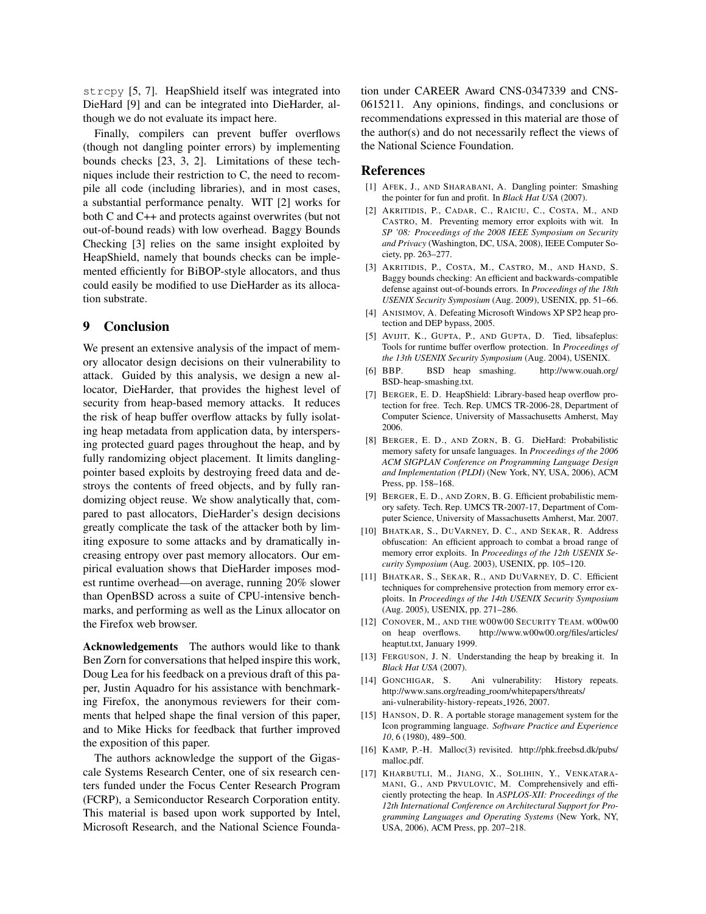`strcpy` [5, 7]. HeapShield itself was integrated into DieHard [9] and can be integrated into DieHarder, although we do not evaluate its impact here.

Finally, compilers can prevent buffer overflows (though not dangling pointer errors) by implementing bounds checks [23, 3, 2]. Limitations of these techniques include their restriction to C, the need to recompile all code (including libraries), and in most cases, a substantial performance penalty. WIT [2] works for both C and C++ and protects against overwrites (but not out-of-bound reads) with low overhead. Baggy Bounds Checking [3] relies on the same insight exploited by HeapShield, namely that bounds checks can be implemented efficiently for BiBOP-style allocators, and thus could easily be modified to use DieHarder as its allocation substrate.

## 9 Conclusion

We present an extensive analysis of the impact of memory allocator design decisions on their vulnerability to attack. Guided by this analysis, we design a new allocator, DieHarder, that provides the highest level of security from heap-based memory attacks. It reduces the risk of heap buffer overflow attacks by fully isolating heap metadata from application data, by interspersing protected guard pages throughout the heap, and by fully randomizing object placement. It limits dangling-pointer based exploits by destroying freed data and destroys the contents of freed objects, and by fully randomizing object reuse. We show analytically that, compared to past allocators, DieHarder's design decisions greatly complicate the task of the attacker both by limiting exposure to some attacks and by dramatically increasing entropy over past memory allocators. Our empirical evaluation shows that DieHarder imposes modest runtime overhead—on average, running 20% slower than OpenBSD across a suite of CPU-intensive benchmarks, and performing as well as the Linux allocator on the Firefox web browser.

**Acknowledgements** The authors would like to thank Ben Zorn for conversations that helped inspire this work, Doug Lea for his feedback on a previous draft of this paper, Justin Aquadro for his assistance with benchmarking Firefox, the anonymous reviewers for their comments that helped shape the final version of this paper, and to Mike Hicks for feedback that further improved the exposition of this paper.

The authors acknowledge the support of the Gigascale Systems Research Center, one of six research centers funded under the Focus Center Research Program (FCRP), a Semiconductor Research Corporation entity. This material is based upon work supported by Intel, Microsoft Research, and the National Science Foundation under CAREER Award CNS-0347339 and CNS-0615211. Any opinions, findings, and conclusions or recommendations expressed in this material are those of the author(s) and do not necessarily reflect the views of the National Science Foundation.

## References

[1] AFEK, J., AND SHARABANI, A. Dangling pointer: Smashing the pointer for fun and profit. In *Black Hat USA* (2007).

[2] AKRITIDIS, P., CADAR, C., RAICIU, C., COSTA, M., AND CASTRO, M. Preventing memory error exploits with wit. In *SP '08: Proceedings of the 2008 IEEE Symposium on Security and Privacy* (Washington, DC, USA, 2008), IEEE Computer Society, pp. 263–277.

[3] AKRITIDIS, P., COSTA, M., CASTRO, M., AND HAND, S. Baggy bounds checking: An efficient and backwards-compatible defense against out-of-bounds errors. In *Proceedings of the 18th USENIX Security Symposium* (Aug. 2009), USENIX, pp. 51–66.

[4] ANISIMOV, A. Defeating Microsoft Windows XP SP2 heap protection and DEP bypass, 2005.

[5] AVIJIT, K., GUPTA, P., AND GUPTA, D. Tied, libsafeplus: Tools for runtime buffer overflow protection. In *Proceedings of the 13th USENIX Security Symposium* (Aug. 2004), USENIX.

[6] BBP. BSD heap smashing. http://www.ouah.org/BSD-heap-smashing.txt.

[7] BERGER, E. D. HeapShield: Library-based heap overflow protection for free. Tech. Rep. UMCS TR-2006-28, Department of Computer Science, University of Massachusetts Amherst, May 2006.

[8] BERGER, E. D., AND ZORN, B. G. DieHard: Probabilistic memory safety for unsafe languages. In *Proceedings of the 2006 ACM SIGPLAN Conference on Programming Language Design and Implementation (PLDI)* (New York, NY, USA, 2006), ACM Press, pp. 158–168.

[9] BERGER, E. D., AND ZORN, B. G. Efficient probabilistic memory safety. Tech. Rep. UMCS TR-2007-17, Department of Computer Science, University of Massachusetts Amherst, Mar. 2007.

[10] BHATKAR, S., DUVARNEY, D. C., AND SEKAR, R. Address obfuscation: An efficient approach to combat a broad range of memory error exploits. In *Proceedings of the 12th USENIX Security Symposium* (Aug. 2003), USENIX, pp. 105–120.

[11] BHATKAR, S., SEKAR, R., AND DUVARNEY, D. C. Efficient techniques for comprehensive protection from memory error exploits. In *Proceedings of the 14th USENIX Security Symposium* (Aug. 2005), USENIX, pp. 271–286.

[12] CONOVER, M., AND THE W00W00 SECURITY TEAM. w00w00 on heap overflows. http://www.w00w00.org/files/articles/heaptut.txt, January 1999.

[13] FERGUSON, J. N. Understanding the heap by breaking it. In *Black Hat USA* (2007).

[14] GONCHIGAR, S. Ani vulnerability: History repeats. http://www.sans.org/reading_room/whitepapers/threats/ani-vulnerability-history-repeats_1926, 2007.

[15] HANSON, D. R. A portable storage management system for the Icon programming language. *Software Practice and Experience 10*, 6 (1980), 489–500.

[16] KAMP, P.-H. Malloc(3) revisited. http://phk.freebsd.dk/pubs/malloc.pdf.

[17] KHARBUTLI, M., JIANG, X., SOLIHIN, Y., VENKATARAMANI, G., AND PRVULOVIC, M. Comprehensively and efficiently protecting the heap. In *ASPLOS-XII: Proceedings of the 12th International Conference on Architectural Support for Programming Languages and Operating Systems* (New York, NY, USA, 2006), ACM Press, pp. 207–218.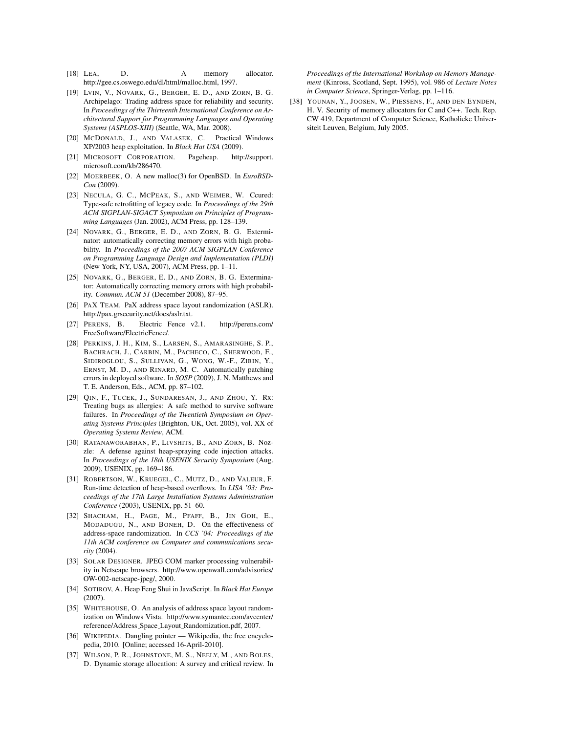[18] LEA, D. A memory allocator. http://gee.cs.oswego.edu/dl/html/malloc.html, 1997.

[19] LVIN, V., NOVARK, G., BERGER, E. D., AND ZORN, B. G. Archipelago: Trading address space for reliability and security. In *Proceedings of the Thirteenth International Conference on Architectural Support for Programming Languages and Operating Systems (ASPLOS-XIII)* (Seattle, WA, Mar. 2008).

[20] MCDONALD, J., AND VALASEK, C. Practical Windows XP/2003 heap exploitation. In *Black Hat USA* (2009).

[21] MICROSOFT CORPORATION. Pageheap. http://support.microsoft.com/kb/286470.

[22] MOERBEEK, O. A new malloc(3) for OpenBSD. In *EuroBSDCon* (2009).

[23] NECULA, G. C., MCPEAK, S., AND WEIMER, W. Ccured: Type-safe retrofitting of legacy code. In *Proceedings of the 29th ACM SIGPLAN-SIGACT Symposium on Principles of Programming Languages* (Jan. 2002), ACM Press, pp. 128–139.

[24] NOVARK, G., BERGER, E. D., AND ZORN, B. G. Exterminator: automatically correcting memory errors with high probability. In *Proceedings of the 2007 ACM SIGPLAN Conference on Programming Language Design and Implementation (PLDI)* (New York, NY, USA, 2007), ACM Press, pp. 1–11.

[25] NOVARK, G., BERGER, E. D., AND ZORN, B. G. Exterminator: Automatically correcting memory errors with high probability. *Commun. ACM 51* (December 2008), 87–95.

[26] PAX TEAM. PaX address space layout randomization (ASLR). http://pax.grsecurity.net/docs/aslr.txt.

[27] PERENS, B. Electric Fence v2.1. http://perens.com/FreeSoftware/ElectricFence/.

[28] PERKINS, J. H., KIM, S., LARSEN, S., AMARASINGHE, S. P., BACHRACH, J., CARBIN, M., PACHECO, C., SHERWOOD, F., SIDIROGLOU, S., SULLIVAN, G., WONG, W.-F., ZIBIN, Y., ERNST, M. D., AND RINARD, M. C. Automatically patching errors in deployed software. In *SOSP* (2009), J. N. Matthews and T. E. Anderson, Eds., ACM, pp. 87–102.

[29] QIN, F., TUCEK, J., SUNDARESAN, J., AND ZHOU, Y. Rx: Treating bugs as allergies: A safe method to survive software failures. In *Proceedings of the Twentieth Symposium on Operating Systems Principles* (Brighton, UK, Oct. 2005), vol. XX of *Operating Systems Review*, ACM.

[30] RATANAWORABHAN, P., LIVSHITS, B., AND ZORN, B. Nozzle: A defense against heap-spraying code injection attacks. In *Proceedings of the 18th USENIX Security Symposium* (Aug. 2009), USENIX, pp. 169–186.

[31] ROBERTSON, W., KRUEGEL, C., MUTZ, D., AND VALEUR, F. Run-time detection of heap-based overflows. In *LISA '03: Proceedings of the 17th Large Installation Systems Administration Conference* (2003), USENIX, pp. 51–60.

[32] SHACHAM, H., PAGE, M., PFAFF, B., JIN GOH, E., MODADUGU, N., AND BONEH, D. On the effectiveness of address-space randomization. In *CCS '04: Proceedings of the 11th ACM conference on Computer and communications security* (2004).

[33] SOLAR DESIGNER. JPEG COM marker processing vulnerability in Netscape browsers. http://www.openwall.com/advisories/OW-002-netscape-jpeg/, 2000.

[34] SOTIROV, A. Heap Feng Shui in JavaScript. In *Black Hat Europe* (2007).

[35] WHITEHOUSE, O. An analysis of address space layout randomization on Windows Vista. http://www.symantec.com/avcenter/reference/Address_Space_Layout_Randomization.pdf, 2007.

[36] WIKIPEDIA. Dangling pointer — Wikipedia, the free encyclopedia, 2010. [Online; accessed 16-April-2010].

[37] WILSON, P. R., JOHNSTONE, M. S., NEELY, M., AND BOLES, D. Dynamic storage allocation: A survey and critical review. In *Proceedings of the International Workshop on Memory Management* (Kinross, Scotland, Sept. 1995), vol. 986 of *Lecture Notes in Computer Science*, Springer-Verlag, pp. 1–116.

[38] YOUNAN, Y., JOOSEN, W., PIESSENS, F., AND DEN EYNDEN, H. V. Security of memory allocators for C and C++. Tech. Rep. CW 419, Department of Computer Science, Katholieke Universiteit Leuven, Belgium, July 2005.